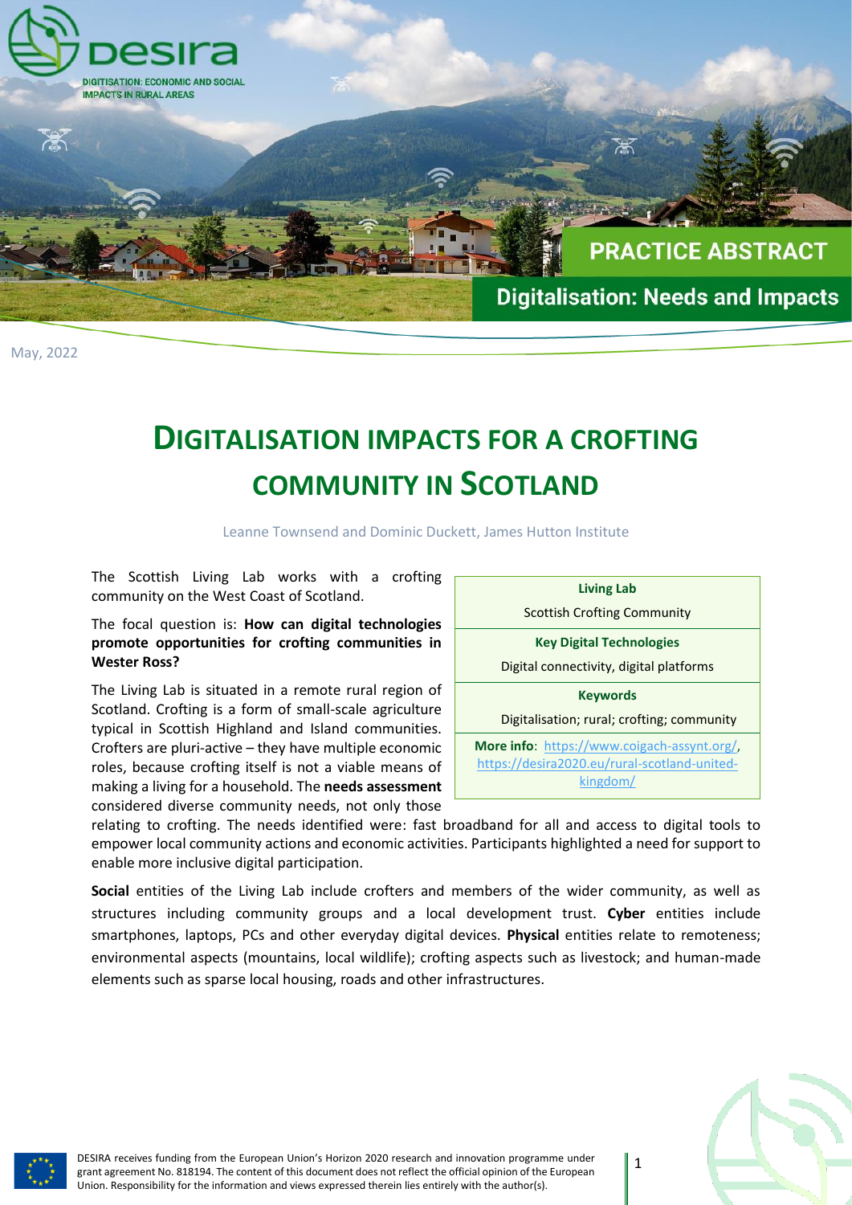DESIRA
DIGITISATION: ECONOMIC AND SOCIAL IMPACTS IN RURAL AREAS

PRACTICE ABSTRACT

Digitalisation: Needs and Impacts

May, 2022

# DIGITALISATION IMPACTS FOR A CROFTING COMMUNITY IN SCOTLAND

Leanne Townsend and Dominic Duckett, James Hutton Institute

| **Living Lab** |
|---|
| Scottish Crofting Community |
| **Key Digital Technologies** |
| Digital connectivity, digital platforms |
| **Keywords** |
| Digitalisation; rural; crofting; community |
| **More info**: https://www.coigach-assynt.org/, https://desira2020.eu/rural-scotland-united-kingdom/ |

The Scottish Living Lab works with a crofting community on the West Coast of Scotland.

The focal question is: **How can digital technologies promote opportunities for crofting communities in Wester Ross?**

The Living Lab is situated in a remote rural region of Scotland. Crofting is a form of small-scale agriculture typical in Scottish Highland and Island communities. Crofters are pluri-active – they have multiple economic roles, because crofting itself is not a viable means of making a living for a household. The **needs assessment** considered diverse community needs, not only those relating to crofting. The needs identified were: fast broadband for all and access to digital tools to empower local community actions and economic activities. Participants highlighted a need for support to enable more inclusive digital participation.

**Social** entities of the Living Lab include crofters and members of the wider community, as well as structures including community groups and a local development trust. **Cyber** entities include smartphones, laptops, PCs and other everyday digital devices. **Physical** entities relate to remoteness; environmental aspects (mountains, local wildlife); crofting aspects such as livestock; and human-made elements such as sparse local housing, roads and other infrastructures.

DESIRA receives funding from the European Union's Horizon 2020 research and innovation programme under grant agreement No. 818194. The content of this document does not reflect the official opinion of the European Union. Responsibility for the information and views expressed therein lies entirely with the author(s).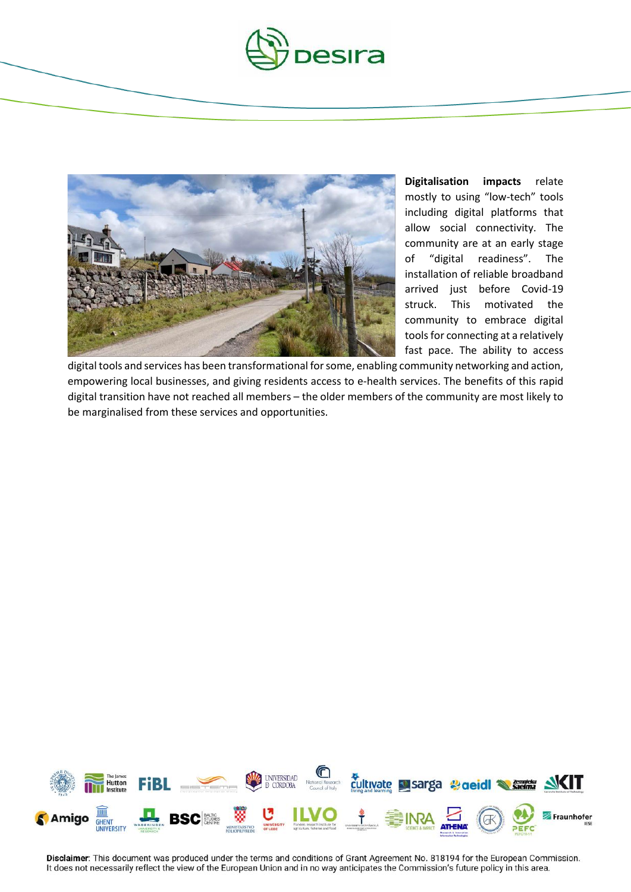**Digitalisation impacts** relate mostly to using "low-tech" tools including digital platforms that allow social connectivity. The community are at an early stage of "digital readiness". The installation of reliable broadband arrived just before Covid-19 struck. This motivated the community to embrace digital tools for connecting at a relatively fast pace. The ability to access digital tools and services has been transformational for some, enabling community networking and action, empowering local businesses, and giving residents access to e-health services. The benefits of this rapid digital transition have not reached all members – the older members of the community are most likely to be marginalised from these services and opportunities.

**Disclaimer**: This document was produced under the terms and conditions of Grant Agreement No. 818194 for the European Commission. It does not necessarily reflect the view of the European Union and in no way anticipates the Commission's future policy in this area.